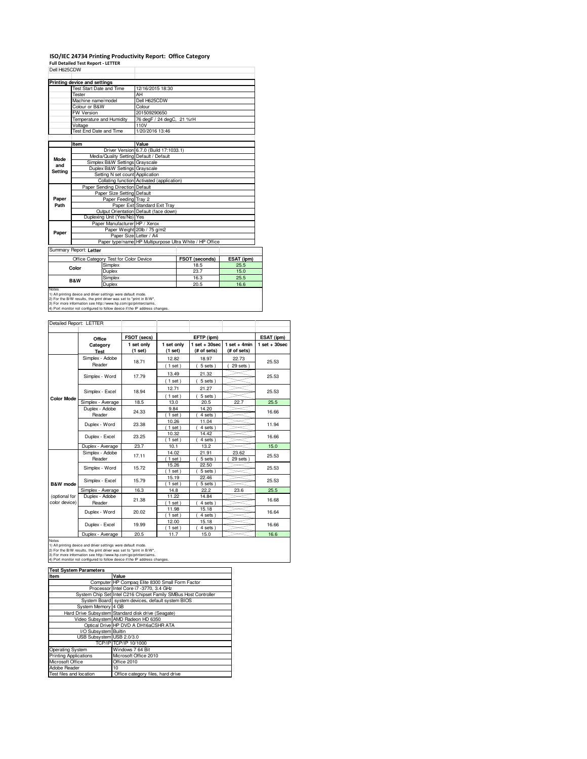# ISO/IEC 24734 Printing Productivity Report: Office Category

**Full Detailed Test Report - LETTER**

Dell H625CDW

| Printing device and settings | |
|---|---|
| Test Start Date and Time | 12/16/2015 18:30 |
| Tester | AH |
| Machine name/model | Dell H625CDW |
| Colour or B&W | Colour |
| FW Version | 201509290650 |
| Temperature and Humidity | 76 degF / 24 degC, 21 %rH |
| Voltage | 110V |
| Test End Date and Time | 1/20/2016 13:46 |

| | Item | Value |
|---|---|---|
| Mode and Setting | Driver Version | 6.7.0 (Build 17:1033.1) |
| | Media/Quality Setting | Default / Default |
| | Simplex B&W Settings | Grayscale |
| | Duplex B&W Settings | Grayscale |
| | Setting N set count | Application |
| | Collating function | Activated (application) |
| Paper Path | Paper Sending Direction | Default |
| | Paper Size Setting | Default |
| | Paper Feeding | Tray 2 |
| | Paper Exit | Standard Exit Tray |
| | Output Orientation | Default (face down) |
| | Duplexing Unit (Yes/No) | Yes |
| Paper | Paper Manufacturer | HP / Xerox |
| | Paper Weight | 20lb / 75 g/m2 |
| | Paper Size | Letter / A4 |
| | Paper type/name | HP Multipurpose Ultra White / HP Office |

Summary Report: **Letter**

| Office Category Test for Color Device | | FSOT (seconds) | ESAT (ipm) |
|---|---|---|---|
| Color | Simplex | 18.5 | 25.5 |
| | Duplex | 23.7 | 15.0 |
| B&W | Simplex | 16.3 | 25.5 |
| | Duplex | 20.5 | 16.6 |

Notes
1) All printing device and driver settings were default mode.
2) For the B/W results, the print driver was set to "print in B/W".
3) For more information see http://www.hp.com/go/printerclaims.
4) Port monitor not configured to follow device if the IP address changes.

Detailed Report: LETTER

| | Office Category Test | FSOT (secs) 1 set only (1 set) | EFTP (ipm) 1 set only (1 set) | EFTP (ipm) 1 set + 30sec (# of sets) | EFTP (ipm) 1 set + 4min (# of sets) | ESAT (ipm) 1 set + 30sec |
|---|---|---|---|---|---|---|
| Color Mode | Simplex - Adobe Reader | 18.71 | 12.82 (1 set) | 18.97 (5 sets) | 22.73 (29 sets) | 25.53 |
| | Simplex - Word | 17.79 | 13.49 (1 set) | 21.32 (5 sets) | | 25.53 |
| | Simplex - Excel | 18.94 | 12.71 (1 set) | 21.27 (5 sets) | | 25.53 |
| | Simplex - Average | 18.5 | 13.0 | 20.5 | 22.7 | 25.5 |
| | Duplex - Adobe Reader | 24.33 | 9.84 (1 set) | 14.20 (4 sets) | | 16.66 |
| | Duplex - Word | 23.38 | 10.26 (1 set) | 11.04 (4 sets) | | 11.94 |
| | Duplex - Excel | 23.25 | 10.32 (1 set) | 14.42 (4 sets) | | 16.66 |
| | Duplex - Average | 23.7 | 10.1 | 13.2 | | 15.0 |
| B&W mode (optional for color device) | Simplex - Adobe Reader | 17.11 | 14.02 (1 set) | 21.91 (5 sets) | 23.62 (29 sets) | 25.53 |
| | Simplex - Word | 15.72 | 15.26 (1 set) | 22.50 (5 sets) | | 25.53 |
| | Simplex - Excel | 15.79 | 15.19 (1 set) | 22.46 (5 sets) | | 25.53 |
| | Simplex - Average | 16.3 | 14.8 | 22.2 | 23.6 | 25.5 |
| | Duplex - Adobe Reader | 21.38 | 11.22 (1 set) | 14.84 (4 sets) | | 16.68 |
| | Duplex - Word | 20.02 | 11.98 (1 set) | 15.18 (4 sets) | | 16.64 |
| | Duplex - Excel | 19.99 | 12.00 (1 set) | 15.18 (4 sets) | | 16.66 |
| | Duplex - Average | 20.5 | 11.7 | 15.0 | | 16.6 |

Notes
1) All printing device and driver settings were default mode.
2) For the B/W results, the print driver was set to "print in B/W".
3) For more information see http://www.hp.com/go/printerclaims.
4) Port monitor not configured to follow device if the IP address changes.

| Test System Parameters | |
|---|---|
| **Item** | **Value** |
| Computer | HP Compaq Elite 8300 Small Form Factor |
| Processor | Intel Core i7 -3770, 3.4 GHz |
| System Chip Set | Intel C216 Chipset Family SMBus Host Controller |
| System Board | system devices, default system BIOS |
| System Memory | 4 GB |
| Hard Drive Subsystem | Standard disk drive (Seagate) |
| Video Subsystem | AMD Radeon HD 6350 |
| Optical Drive | HP DVD A DH16aCSHR ATA |
| I/O Subsystem | Builtin |
| USB Subsystem | USB 2.0/3.0 |
| TCP/IP | TCP/IP 10/1000 |
| Operating System | Windows 7 64 Bit |
| Printing Applications | Microsoft Office 2010 |
| Microsoft Office | Office 2010 |
| Adobe Reader | 10 |
| Test files and location | Office category files, hard drive |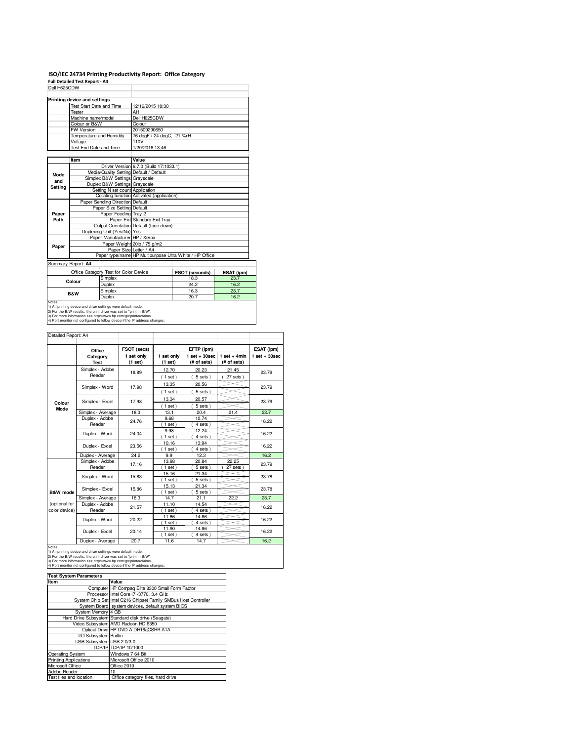# ISO/IEC 24734 Printing Productivity Report: Office Category

**Full Detailed Test Report - A4**

Dell H625CDW

| Printing device and settings | |
|---|---|
| Test Start Date and Time | 12/16/2015 18:30 |
| Tester | AH |
| Machine name/model | Dell H625CDW |
| Colour or B&W | Colour |
| FW Version | 201509290650 |
| Temperature and Humidity | 76 degF / 24 degC, 21 %rH |
| Voltage | 110V |
| Test End Date and Time | 1/20/2016 13:46 |

| | Item | Value |
|---|---|---|
| Mode and Setting | Driver Version | 6.7.0 (Build 17:1033.1) |
| | Media/Quality Setting | Default / Default |
| | Simplex B&W Settings | Grayscale |
| | Duplex B&W Settings | Grayscale |
| | Setting N set count | Application |
| | Collating function | Activated (application) |
| Paper Path | Paper Sending Direction | Default |
| | Paper Size Setting | Default |
| | Paper Feeding | Tray 2 |
| | Paper Exit | Standard Exit Tray |
| | Output Orientation | Default (face down) |
| | Duplexing Unit (Yes/No) | Yes |
| Paper | Paper Manufacturer | HP / Xerox |
| | Paper Weight | 20lb / 75 g/m2 |
| | Paper Size | Letter / A4 |
| | Paper type/name | HP Multipurpose Ultra White / HP Office |

Summary Report: **A4**

| Office Category Test for Color Device | | FSOT (seconds) | ESAT (ipm) |
|---|---|---|---|
| Colour | Simplex | 18.3 | 23.7 |
| | Duplex | 24.2 | 16.2 |
| B&W | Simplex | 16.3 | 23.7 |
| | Duplex | 20.7 | 16.2 |

Notes
1) All printing device and driver settings were default mode.
2) For the B/W results, the print driver was set to "print in B/W".
3) For more information see http://www.hp.com/go/printerclaims.
4) Port monitor not configured to follow device if the IP address changes.

Detailed Report: A4

| | Office Category Test | FSOT (secs) 1 set only (1 set) | EFTP (ipm) 1 set only (1 set) | EFTP (ipm) 1 set + 30sec (# of sets) | EFTP (ipm) 1 set + 4min (# of sets) | ESAT (ipm) 1 set + 30sec |
|---|---|---|---|---|---|---|
| Colour Mode | Simplex - Adobe Reader | 18.89 | 12.70 (1 set) | 20.23 (5 sets) | 21.45 (27 sets) | 23.79 |
| | Simplex - Word | 17.98 | 13.35 (1 set) | 20.56 (5 sets) | | 23.79 |
| | Simplex - Excel | 17.98 | 13.34 (1 set) | 20.57 (5 sets) | | 23.79 |
| | Simplex - Average | 18.3 | 13.1 | 20.4 | 21.4 | 23.7 |
| | Duplex - Adobe Reader | 24.76 | 9.68 (1 set) | 10.74 (4 sets) | | 16.22 |
| | Duplex - Word | 24.04 | 9.98 (1 set) | 12.24 (4 sets) | | 16.22 |
| | Duplex - Excel | 23.56 | 10.16 (1 set) | 13.94 (4 sets) | | 16.22 |
| | Duplex - Average | 24.2 | 9.9 | 12.3 | | 16.2 |
| B&W mode (optional for color device) | Simplex - Adobe Reader | 17.16 | 13.98 (1 set) | 20.84 (5 sets) | 22.25 (27 sets) | 23.79 |
| | Simplex - Word | 15.83 | 15.16 (1 set) | 21.34 (5 sets) | | 23.78 |
| | Simplex - Excel | 15.86 | 15.13 (1 set) | 21.34 (5 sets) | | 23.78 |
| | Simplex - Average | 16.3 | 14.7 | 21.1 | 22.2 | 23.7 |
| | Duplex - Adobe Reader | 21.57 | 11.10 (1 set) | 14.54 (4 sets) | | 16.22 |
| | Duplex - Word | 20.22 | 11.86 (1 set) | 14.86 (4 sets) | | 16.22 |
| | Duplex - Excel | 20.14 | 11.90 (1 set) | 14.86 (4 sets) | | 16.22 |
| | Duplex - Average | 20.7 | 11.6 | 14.7 | | 16.2 |

Notes
1) All printing device and driver settings were default mode.
2) For the B/W results, the print driver was set to "print in B/W".
3) For more information see http://www.hp.com/go/printerclaims.
4) Port monitor not configured to follow device if the IP address changes.

| Test System Parameters | |
|---|---|
| **Item** | **Value** |
| Computer | HP Compaq Elite 8300 Small Form Factor |
| Processor | Intel Core i7 -3770, 3.4 GHz |
| System Chip Set | Intel C216 Chipset Family SMBus Host Controller |
| System Board | system devices, default system BIOS |
| System Memory | 4 GB |
| Hard Drive Subsystem | Standard disk drive (Seagate) |
| Video Subsystem | AMD Radeon HD 6350 |
| Optical Drive | HP DVD A DH16aCSHR ATA |
| I/O Subsystem | Builtin |
| USB Subsystem | USB 2.0/3.0 |
| TCP/IP | TCP/IP 10/1000 |
| Operating System | Windows 7 64 Bit |
| Printing Applications | Microsoft Office 2010 |
| Microsoft Office | Office 2010 |
| Adobe Reader | 10 |
| Test files and location | Office category files, hard drive |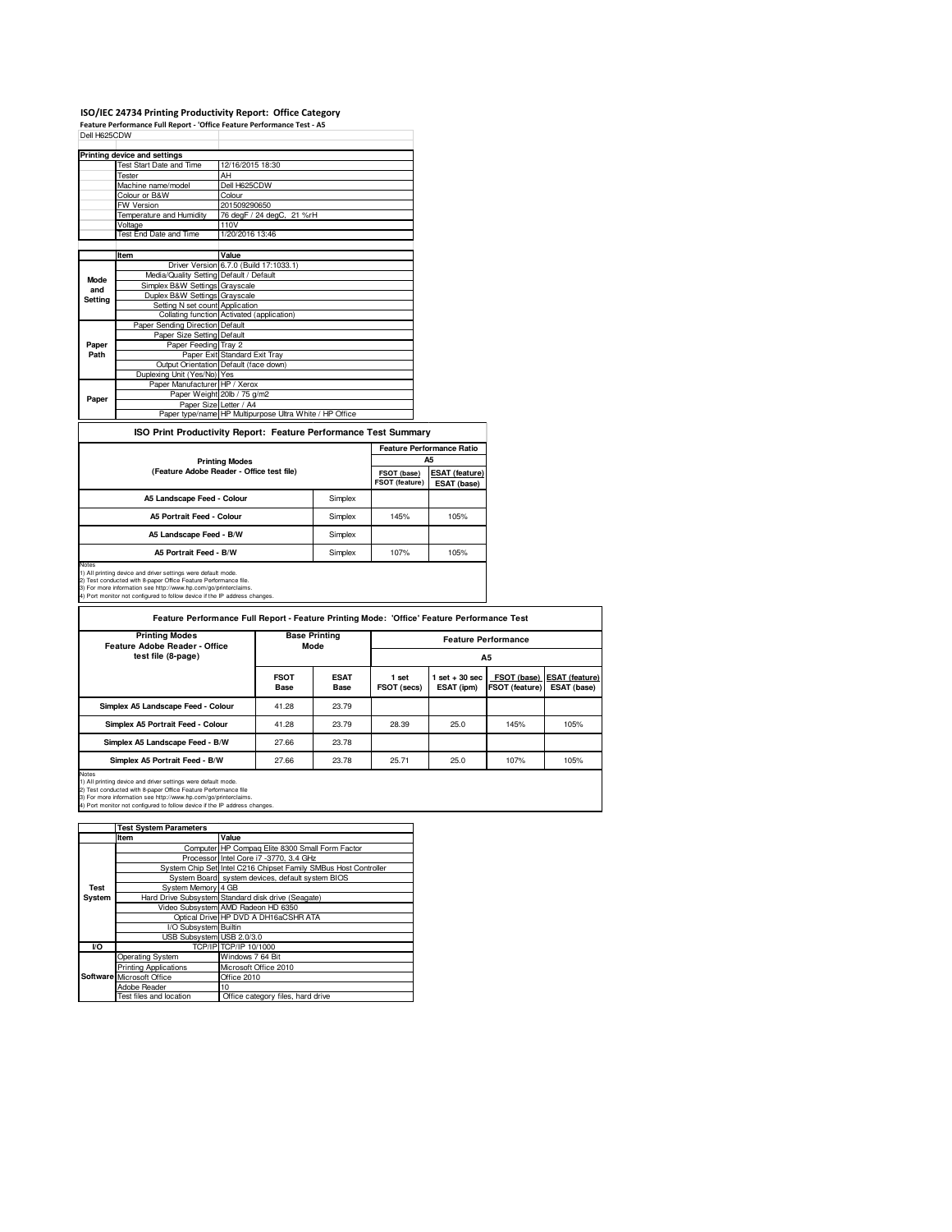# ISO/IEC 24734 Printing Productivity Report: Office Category

**Feature Performance Full Report - 'Office Feature Performance Test - A5**

Dell H625CDW

| | Printing device and settings | |
|---|---|---|
| | Test Start Date and Time | 12/16/2015 18:30 |
| | Tester | AH |
| | Machine name/model | Dell H625CDW |
| | Colour or B&W | Colour |
| | FW Version | 201509290650 |
| | Temperature and Humidity | 76 degF / 24 degC, 21 %rH |
| | Voltage | 110V |
| | Test End Date and Time | 1/20/2016 13:46 |

| | Item | Value |
|---|---|---|
| Mode and Setting | Driver Version | 6.7.0 (Build 17:1033.1) |
| | Media/Quality Setting | Default / Default |
| | Simplex B&W Settings | Grayscale |
| | Duplex B&W Settings | Grayscale |
| | Setting N set count | Application |
| | Collating function | Activated (application) |
| Paper Path | Paper Sending Direction | Default |
| | Paper Size Setting | Default |
| | Paper Feeding | Tray 2 |
| | Paper Exit | Standard Exit Tray |
| | Output Orientation | Default (face down) |
| | Duplexing Unit (Yes/No) | Yes |
| Paper | Paper Manufacturer | HP / Xerox |
| | Paper Weight | 20lb / 75 g/m2 |
| | Paper Size | Letter / A4 |
| | Paper type/name | HP Multipurpose Ultra White / HP Office |

## ISO Print Productivity Report: Feature Performance Test Summary

| Printing Modes (Feature Adobe Reader - Office test file) | | Feature Performance Ratio A5 FSOT (base) / FSOT (feature) | ESAT (feature) / ESAT (base) |
|---|---|---|---|
| A5 Landscape Feed - Colour | Simplex | | |
| A5 Portrait Feed - Colour | Simplex | 145% | 105% |
| A5 Landscape Feed - B/W | Simplex | | |
| A5 Portrait Feed - B/W | Simplex | 107% | 105% |

Notes
1) All printing device and driver settings were default mode.
2) Test conducted with 8-paper Office Feature Performance file.
3) For more information see http://www.hp.com/go/printerclaims.
4) Port monitor not configured to follow device if the IP address changes.

## Feature Performance Full Report - Feature Printing Mode: 'Office' Feature Performance Test

| Printing Modes Feature Adobe Reader - Office test file (8-page) | Base Printing Mode FSOT Base | ESAT Base | Feature Performance A5 1 set FSOT (secs) | 1 set + 30 sec ESAT (ipm) | FSOT (base) / FSOT (feature) | ESAT (feature) / ESAT (base) |
|---|---|---|---|---|---|---|
| Simplex A5 Landscape Feed - Colour | 41.28 | 23.79 | | | | |
| Simplex A5 Portrait Feed - Colour | 41.28 | 23.79 | 28.39 | 25.0 | 145% | 105% |
| Simplex A5 Landscape Feed - B/W | 27.66 | 23.78 | | | | |
| Simplex A5 Portrait Feed - B/W | 27.66 | 23.78 | 25.71 | 25.0 | 107% | 105% |

Notes
1) All printing device and driver settings were default mode.
2) Test conducted with 8-paper Office Feature Performance file
3) For more information see http://www.hp.com/go/printerclaims.
4) Port monitor not configured to follow device if the IP address changes.

| | Test System Parameters | |
|---|---|---|
| | Item | Value |
| Test System | Computer | HP Compaq Elite 8300 Small Form Factor |
| | Processor | Intel Core i7 -3770, 3.4 GHz |
| | System Chip Set | Intel C216 Chipset Family SMBus Host Controller |
| | System Board | system devices, default system BIOS |
| | System Memory | 4 GB |
| | Hard Drive Subsystem | Standard disk drive (Seagate) |
| | Video Subsystem | AMD Radeon HD 6350 |
| | Optical Drive | HP DVD A DH16aCSHR ATA |
| | I/O Subsystem | Builtin |
| | USB Subsystem | USB 2.0/3.0 |
| I/O | TCP/IP | TCP/IP 10/1000 |
| Software | Operating System | Windows 7 64 Bit |
| | Printing Applications | Microsoft Office 2010 |
| | Microsoft Office | Office 2010 |
| | Adobe Reader | 10 |
| | Test files and location | Office category files, hard drive |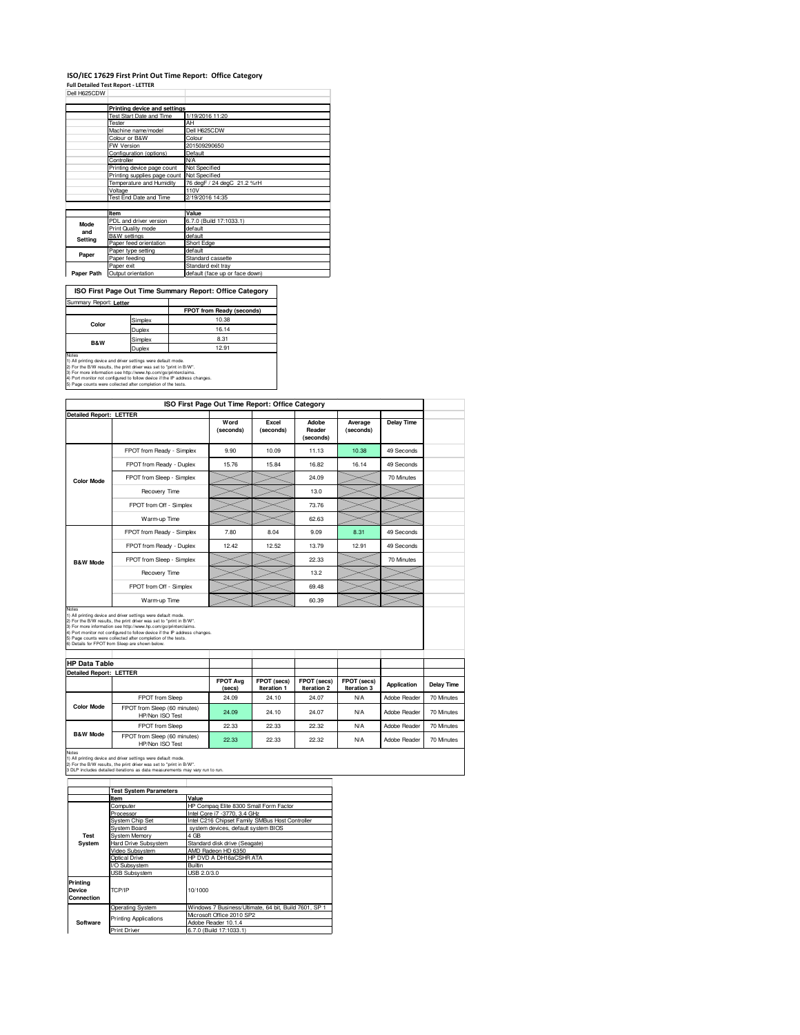# ISO/IEC 17629 First Print Out Time Report: Office Category

**Full Detailed Test Report - LETTER**

Dell H625CDW

| | Printing device and settings | |
|---|---|---|
| | Test Start Date and Time | 1/19/2016 11:20 |
| | Tester | AH |
| | Machine name/model | Dell H625CDW |
| | Colour or B&W | Colour |
| | FW Version | 201509290650 |
| | Configuration (options) | Default |
| | Controller | N/A |
| | Printing device page count | Not Specified |
| | Printing supplies page count | Not Specified |
| | Temperature and Humidity | 76 degF / 24 degC 21.2 %rH |
| | Voltage | 110V |
| | Test End Date and Time | 2/19/2016 14:35 |

| | Item | Value |
|---|---|---|
| Mode and Setting | PDL and driver version | 6.7.0 (Build 17:1033.1) |
| | Print Quality mode | default |
| | B&W settings | default |
| | Paper feed orientation | Short Edge |
| Paper | Paper type setting | default |
| | Paper feeding | Standard cassette |
| | Paper exit | Standard exit tray |
| Paper Path | Output orientation | default (face up or face down) |

## ISO First Page Out Time Summary Report: Office Category

| Summary Report: Letter | | |
|---|---|---|
| | | FPOT from Ready (seconds) |
| Color | Simplex | 10.38 |
| | Duplex | 16.14 |
| B&W | Simplex | 8.31 |
| | Duplex | 12.91 |

Notes
1) All printing device and driver settings were default mode.
2) For the B/W results, the print driver was set to "print in B/W".
3) For more information see http://www.hp.com/go/printerclaims.
4) Port monitor not configured to follow device if the IP address changes.
5) Page counts were collected after completion of the tests.

## ISO First Page Out Time Report: Office Category

| Detailed Report: LETTER | | Word (seconds) | Excel (seconds) | Adobe Reader (seconds) | Average (seconds) | Delay Time |
|---|---|---|---|---|---|---|
| Color Mode | FPOT from Ready - Simplex | 9.90 | 10.09 | 11.13 | 10.38 | 49 Seconds |
| | FPOT from Ready - Duplex | 15.76 | 15.84 | 16.82 | 16.14 | 49 Seconds |
| | FPOT from Sleep - Simplex | | | 24.09 | | 70 Minutes |
| | Recovery Time | | | 13.0 | | |
| | FPOT from Off - Simplex | | | 73.76 | | |
| | Warm-up Time | | | 62.63 | | |
| B&W Mode | FPOT from Ready - Simplex | 7.80 | 8.04 | 9.09 | 8.31 | 49 Seconds |
| | FPOT from Ready - Duplex | 12.42 | 12.52 | 13.79 | 12.91 | 49 Seconds |
| | FPOT from Sleep - Simplex | | | 22.33 | | 70 Minutes |
| | Recovery Time | | | 13.2 | | |
| | FPOT from Off - Simplex | | | 69.48 | | |
| | Warm-up Time | | | 60.39 | | |

Notes
1) All printing device and driver settings were default mode.
2) For the B/W results, the print driver was set to "print in B/W".
3) For more information see http://www.hp.com/go/printerclaims.
4) Port monitor not configured to follow device if the IP address changes.
5) Page counts were collected after completion of the tests.
6) Details for FPOT from Sleep are shown below.

## HP Data Table

| Detailed Report: LETTER | | FPOT Avg (secs) | FPOT (secs) Iteration 1 | FPOT (secs) Iteration 2 | FPOT (secs) Iteration 3 | Application | Delay Time |
|---|---|---|---|---|---|---|---|
| Color Mode | FPOT from Sleep | 24.09 | 24.10 | 24.07 | N/A | Adobe Reader | 70 Minutes |
| | FPOT from Sleep (60 minutes) HP/Non ISO Test | 24.09 | 24.10 | 24.07 | N/A | Adobe Reader | 70 Minutes |
| B&W Mode | FPOT from Sleep | 22.33 | 22.33 | 22.32 | N/A | Adobe Reader | 70 Minutes |
| | FPOT from Sleep (60 minutes) HP/Non ISO Test | 22.33 | 22.33 | 22.32 | N/A | Adobe Reader | 70 Minutes |

Notes
1) All printing device and driver settings were default mode.
2) For the B/W results, the print driver was set to "print in B/W".
3 DLP includes detailed iterations as data measurements may vary run to run.

| | Test System Parameters | |
|---|---|---|
| | Item | Value |
| Test System | Computer | HP Compaq Elite 8300 Small Form Factor |
| | Processor | Intel Core i7 -3770, 3.4 GHz |
| | System Chip Set | Intel C216 Chipset Family SMBus Host Controller |
| | System Board | system devices, default system BIOS |
| | System Memory | 4 GB |
| | Hard Drive Subsystem | Standard disk drive (Seagate) |
| | Video Subsystem | AMD Radeon HD 6350 |
| | Optical Drive | HP DVD A DH16aCSHR ATA |
| | I/O Subsystem | Builtin |
| | USB Subsystem | USB 2.0/3.0 |
| Printing Device Connection | TCP/IP | 10/1000 |
| Software | Operating System | Windows 7 Business/Ultimate, 64 bit, Build 7601, SP 1 |
| | Printing Applications | Microsoft Office 2010 SP2 |
| | | Adobe Reader 10.1.4 |
| | Print Driver | 6.7.0 (Build 17:1033.1) |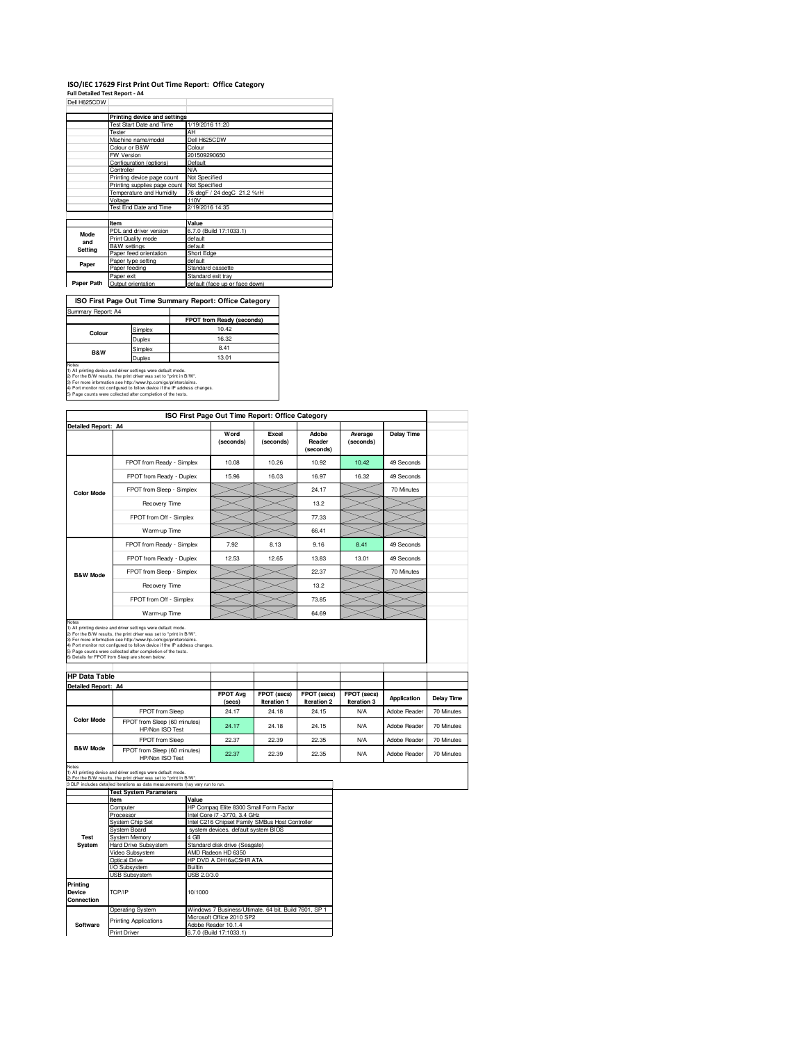# ISO/IEC 17629 First Print Out Time Report: Office Category

**Full Detailed Test Report - A4**

Dell H625CDW

| | Printing device and settings | |
|---|---|---|
| | Test Start Date and Time | 1/19/2016 11:20 |
| | Tester | AH |
| | Machine name/model | Dell H625CDW |
| | Colour or B&W | Colour |
| | FW Version | 201509290650 |
| | Configuration (options) | Default |
| | Controller | N/A |
| | Printing device page count | Not Specified |
| | Printing supplies page count | Not Specified |
| | Temperature and Humidity | 76 degF / 24 degC 21.2 %rH |
| | Voltage | 110V |
| | Test End Date and Time | 2/19/2016 14:35 |

| | Item | Value |
|---|---|---|
| Mode and Setting | PDL and driver version | 6.7.0 (Build 17:1033.1) |
| | Print Quality mode | default |
| | B&W settings | default |
| | Paper feed orientation | Short Edge |
| Paper | Paper type setting | default |
| | Paper feeding | Standard cassette |
| | Paper exit | Standard exit tray |
| Paper Path | Output orientation | default (face up or face down) |

## ISO First Page Out Time Summary Report: Office Category

Summary Report: A4

| | | FPOT from Ready (seconds) |
|---|---|---|
| Colour | Simplex | 10.42 |
| | Duplex | 16.32 |
| B&W | Simplex | 8.41 |
| | Duplex | 13.01 |

Notes
1) All printing device and driver settings were default mode.
2) For the B/W results, the print driver was set to "print in B/W".
3) For more information see http://www.hp.com/go/printerclaims.
4) Port monitor not configured to follow device if the IP address changes.
5) Page counts were collected after completion of the tests.

## ISO First Page Out Time Report: Office Category

Detailed Report: A4

| | | Word (seconds) | Excel (seconds) | Adobe Reader (seconds) | Average (seconds) | Delay Time |
|---|---|---|---|---|---|---|
| Color Mode | FPOT from Ready - Simplex | 10.08 | 10.26 | 10.92 | 10.42 | 49 Seconds |
| | FPOT from Ready - Duplex | 15.96 | 16.03 | 16.97 | 16.32 | 49 Seconds |
| | FPOT from Sleep - Simplex | | | 24.17 | | 70 Minutes |
| | Recovery Time | | | 13.2 | | |
| | FPOT from Off - Simplex | | | 77.33 | | |
| | Warm-up Time | | | 66.41 | | |
| B&W Mode | FPOT from Ready - Simplex | 7.92 | 8.13 | 9.16 | 8.41 | 49 Seconds |
| | FPOT from Ready - Duplex | 12.53 | 12.65 | 13.83 | 13.01 | 49 Seconds |
| | FPOT from Sleep - Simplex | | | 22.37 | | 70 Minutes |
| | Recovery Time | | | 13.2 | | |
| | FPOT from Off - Simplex | | | 73.85 | | |
| | Warm-up Time | | | 64.69 | | |

Notes
1) All printing device and driver settings were default mode.
2) For the B/W results, the print driver was set to "print in B/W".
3) For more information see http://www.hp.com/go/printerclaims.
4) Port monitor not configured to follow device if the IP address changes.
5) Page counts were collected after completion of the tests.
6) Details for FPOT from Sleep are shown below.

## HP Data Table

Detailed Report: A4

| | | FPOT Avg (secs) | FPOT (secs) Iteration 1 | FPOT (secs) Iteration 2 | FPOT (secs) Iteration 3 | Application | Delay Time |
|---|---|---|---|---|---|---|---|
| Color Mode | FPOT from Sleep | 24.17 | 24.18 | 24.15 | N/A | Adobe Reader | 70 Minutes |
| | FPOT from Sleep (60 minutes) HP/Non ISO Test | 24.17 | 24.18 | 24.15 | N/A | Adobe Reader | 70 Minutes |
| B&W Mode | FPOT from Sleep | 22.37 | 22.39 | 22.35 | N/A | Adobe Reader | 70 Minutes |
| | FPOT from Sleep (60 minutes) HP/Non ISO Test | 22.37 | 22.39 | 22.35 | N/A | Adobe Reader | 70 Minutes |

Notes
1) All printing device and driver settings were default mode.
2) For the B/W results, the print driver was set to "print in B/W".
3 DLP includes detailed iterations as data measurements may vary run to run.

| | Test System Parameters | |
|---|---|---|
| | Item | Value |
| Test System | Computer | HP Compaq Elite 8300 Small Form Factor |
| | Processor | Intel Core i7 -3770, 3.4 GHz |
| | System Chip Set | Intel C216 Chipset Family SMBus Host Controller |
| | System Board | system devices, default system BIOS |
| | System Memory | 4 GB |
| | Hard Drive Subsystem | Standard disk drive (Seagate) |
| | Video Subsystem | AMD Radeon HD 6350 |
| | Optical Drive | HP DVD A DH16aCSHR ATA |
| | I/O Subsystem | Builtin |
| | USB Subsystem | USB 2.0/3.0 |
| Printing Device Connection | TCP/IP | 10/1000 |
| Software | Operating System | Windows 7 Business/Ultimate, 64 bit, Build 7601, SP 1 |
| | Printing Applications | Microsoft Office 2010 SP2<br>Adobe Reader 10.1.4 |
| | Print Driver | 6.7.0 (Build 17:1033.1) |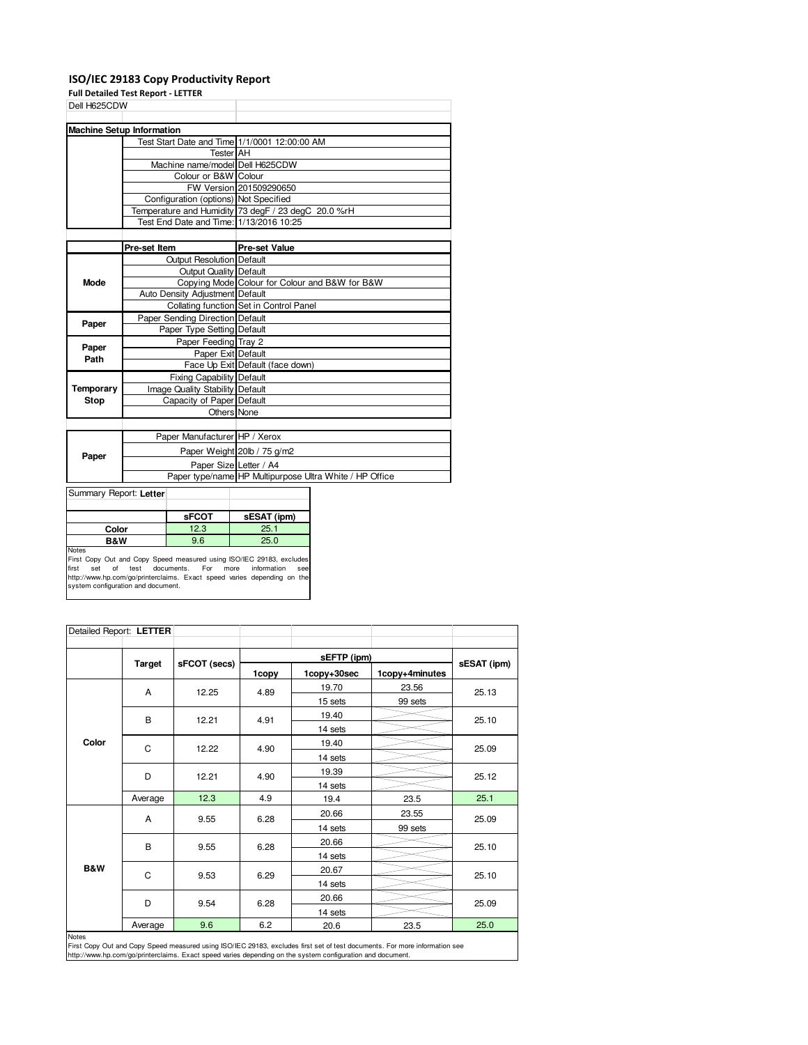## ISO/IEC 29183 Copy Productivity Report

**Full Detailed Test Report - LETTER**

Dell H625CDW

| Machine Setup Information | | |
|---|---|---|
| | Test Start Date and Time | 1/1/0001 12:00:00 AM |
| | Tester | AH |
| | Machine name/model | Dell H625CDW |
| | Colour or B&W | Colour |
| | FW Version | 201509290650 |
| | Configuration (options) | Not Specified |
| | Temperature and Humidity | 73 degF / 23 degC 20.0 %rH |
| | Test End Date and Time: | 1/13/2016 10:25 |

| | Pre-set Item | Pre-set Value |
|---|---|---|
| Mode | Output Resolution | Default |
| | Output Quality | Default |
| | Copying Mode | Colour for Colour and B&W for B&W |
| | Auto Density Adjustment | Default |
| | Collating function | Set in Control Panel |
| Paper | Paper Sending Direction | Default |
| | Paper Type Setting | Default |
| Paper Path | Paper Feeding | Tray 2 |
| | Paper Exit | Default |
| | Face Up Exit | Default (face down) |
| Temporary Stop | Fixing Capability | Default |
| | Image Quality Stability | Default |
| | Capacity of Paper | Default |
| | Others | None |

| | | |
|---|---|---|
| Paper | Paper Manufacturer | HP / Xerox |
| | Paper Weight | 20lb / 75 g/m2 |
| | Paper Size | Letter / A4 |
| | Paper type/name | HP Multipurpose Ultra White / HP Office |

Summary Report: **Letter**

| | sFCOT | sESAT (ipm) |
|---|---|---|
| Color | 12.3 | 25.1 |
| B&W | 9.6 | 25.0 |

Notes
First Copy Out and Copy Speed measured using ISO/IEC 29183, excludes first set of test documents. For more information see http://www.hp.com/go/printerclaims. Exact speed varies depending on the system configuration and document.

Detailed Report: **LETTER**

| | Target | sFCOT (secs) | sEFTP (ipm) | | | sESAT (ipm) |
|---|---|---|---|---|---|---|
| | | | 1copy | 1copy+30sec | 1copy+4minutes | |
| Color | A | 12.25 | 4.89 | 19.70 | 23.56 | 25.13 |
| | | | | 15 sets | 99 sets | |
| | B | 12.21 | 4.91 | 19.40 | | 25.10 |
| | | | | 14 sets | | |
| | C | 12.22 | 4.90 | 19.40 | | 25.09 |
| | | | | 14 sets | | |
| | D | 12.21 | 4.90 | 19.39 | | 25.12 |
| | | | | 14 sets | | |
| | Average | 12.3 | 4.9 | 19.4 | 23.5 | 25.1 |
| B&W | A | 9.55 | 6.28 | 20.66 | 23.55 | 25.09 |
| | | | | 14 sets | 99 sets | |
| | B | 9.55 | 6.28 | 20.66 | | 25.10 |
| | | | | 14 sets | | |
| | C | 9.53 | 6.29 | 20.67 | | 25.10 |
| | | | | 14 sets | | |
| | D | 9.54 | 6.28 | 20.66 | | 25.09 |
| | | | | 14 sets | | |
| | Average | 9.6 | 6.2 | 20.6 | 23.5 | 25.0 |

Notes
First Copy Out and Copy Speed measured using ISO/IEC 29183, excludes first set of test documents. For more information see http://www.hp.com/go/printerclaims. Exact speed varies depending on the system configuration and document.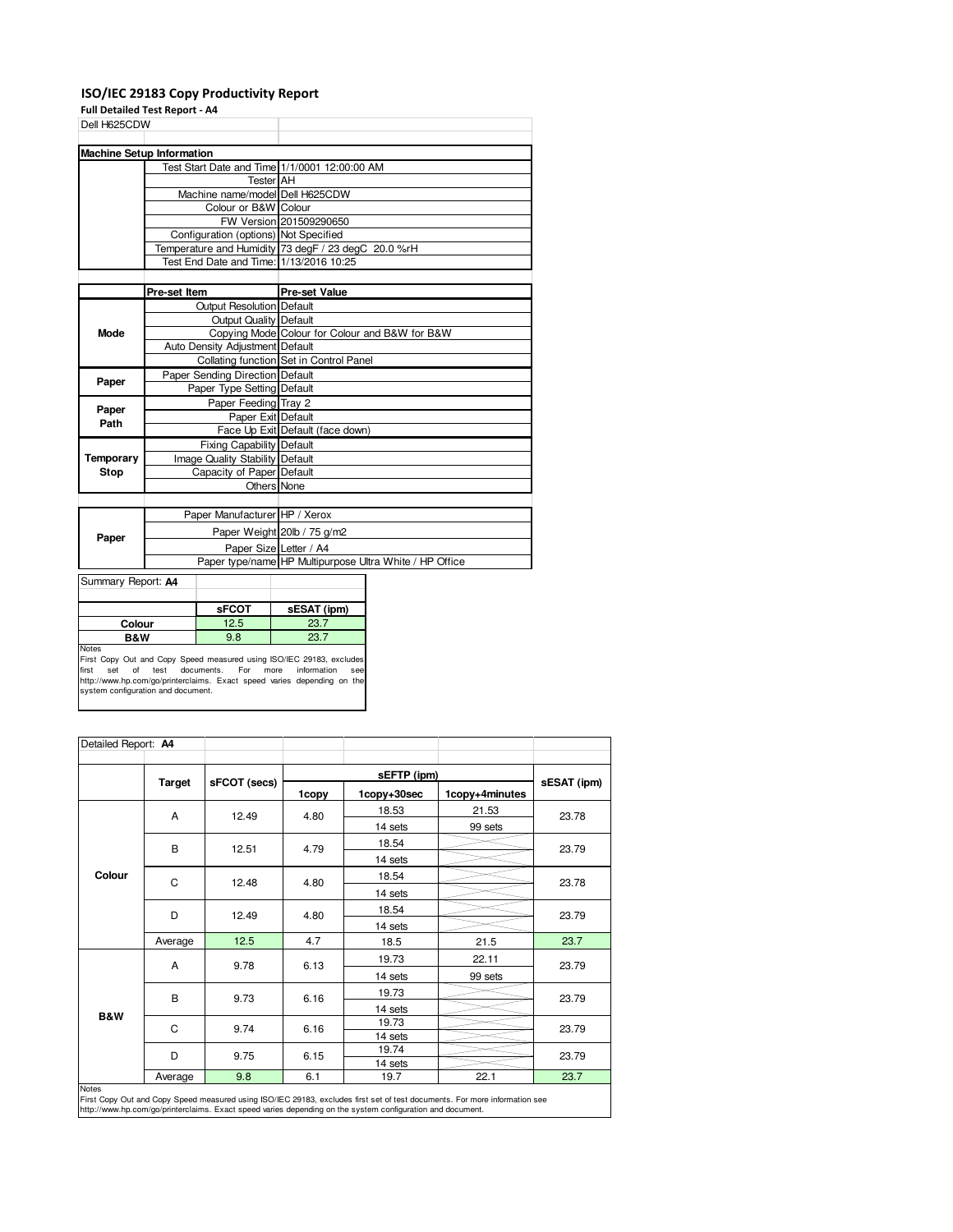# ISO/IEC 29183 Copy Productivity Report

**Full Detailed Test Report - A4**

Dell H625CDW

| Machine Setup Information | | |
|---|---|---|
| | Test Start Date and Time | 1/1/0001 12:00:00 AM |
| | Tester | AH |
| | Machine name/model | Dell H625CDW |
| | Colour or B&W | Colour |
| | FW Version | 201509290650 |
| | Configuration (options) | Not Specified |
| | Temperature and Humidity | 73 degF / 23 degC 20.0 %rH |
| | Test End Date and Time: | 1/13/2016 10:25 |

| | Pre-set Item | Pre-set Value |
|---|---|---|
| **Mode** | Output Resolution | Default |
| | Output Quality | Default |
| | Copying Mode | Colour for Colour and B&W for B&W |
| | Auto Density Adjustment | Default |
| | Collating function | Set in Control Panel |
| **Paper** | Paper Sending Direction | Default |
| | Paper Type Setting | Default |
| **Paper Path** | Paper Feeding | Tray 2 |
| | Paper Exit | Default |
| | Face Up Exit | Default (face down) |
| **Temporary Stop** | Fixing Capability | Default |
| | Image Quality Stability | Default |
| | Capacity of Paper | Default |
| | Others | None |

| | | |
|---|---|---|
| **Paper** | Paper Manufacturer | HP / Xerox |
| | Paper Weight | 20lb / 75 g/m2 |
| | Paper Size | Letter / A4 |
| | Paper type/name | HP Multipurpose Ultra White / HP Office |

Summary Report: **A4**

| | sFCOT | sESAT (ipm) |
|---|---|---|
| **Colour** | 12.5 | 23.7 |
| **B&W** | 9.8 | 23.7 |

Notes
First Copy Out and Copy Speed measured using ISO/IEC 29183, excludes first set of test documents. For more information see http://www.hp.com/go/printerclaims. Exact speed varies depending on the system configuration and document.

Detailed Report: **A4**

| | Target | sFCOT (secs) | sEFTP (ipm) | | | sESAT (ipm) |
|---|---|---|---|---|---|---|
| | | | 1copy | 1copy+30sec | 1copy+4minutes | |
| **Colour** | A | 12.49 | 4.80 | 18.53 | 21.53 | 23.78 |
| | | | | 14 sets | 99 sets | |
| | B | 12.51 | 4.79 | 18.54 | | 23.79 |
| | | | | 14 sets | | |
| | C | 12.48 | 4.80 | 18.54 | | 23.78 |
| | | | | 14 sets | | |
| | D | 12.49 | 4.80 | 18.54 | | 23.79 |
| | | | | 14 sets | | |
| | Average | 12.5 | 4.7 | 18.5 | 21.5 | 23.7 |
| **B&W** | A | 9.78 | 6.13 | 19.73 | 22.11 | 23.79 |
| | | | | 14 sets | 99 sets | |
| | B | 9.73 | 6.16 | 19.73 | | 23.79 |
| | | | | 14 sets | | |
| | C | 9.74 | 6.16 | 19.73 | | 23.79 |
| | | | | 14 sets | | |
| | D | 9.75 | 6.15 | 19.74 | | 23.79 |
| | | | | 14 sets | | |
| | Average | 9.8 | 6.1 | 19.7 | 22.1 | 23.7 |

Notes
First Copy Out and Copy Speed measured using ISO/IEC 29183, excludes first set of test documents. For more information see http://www.hp.com/go/printerclaims. Exact speed varies depending on the system configuration and document.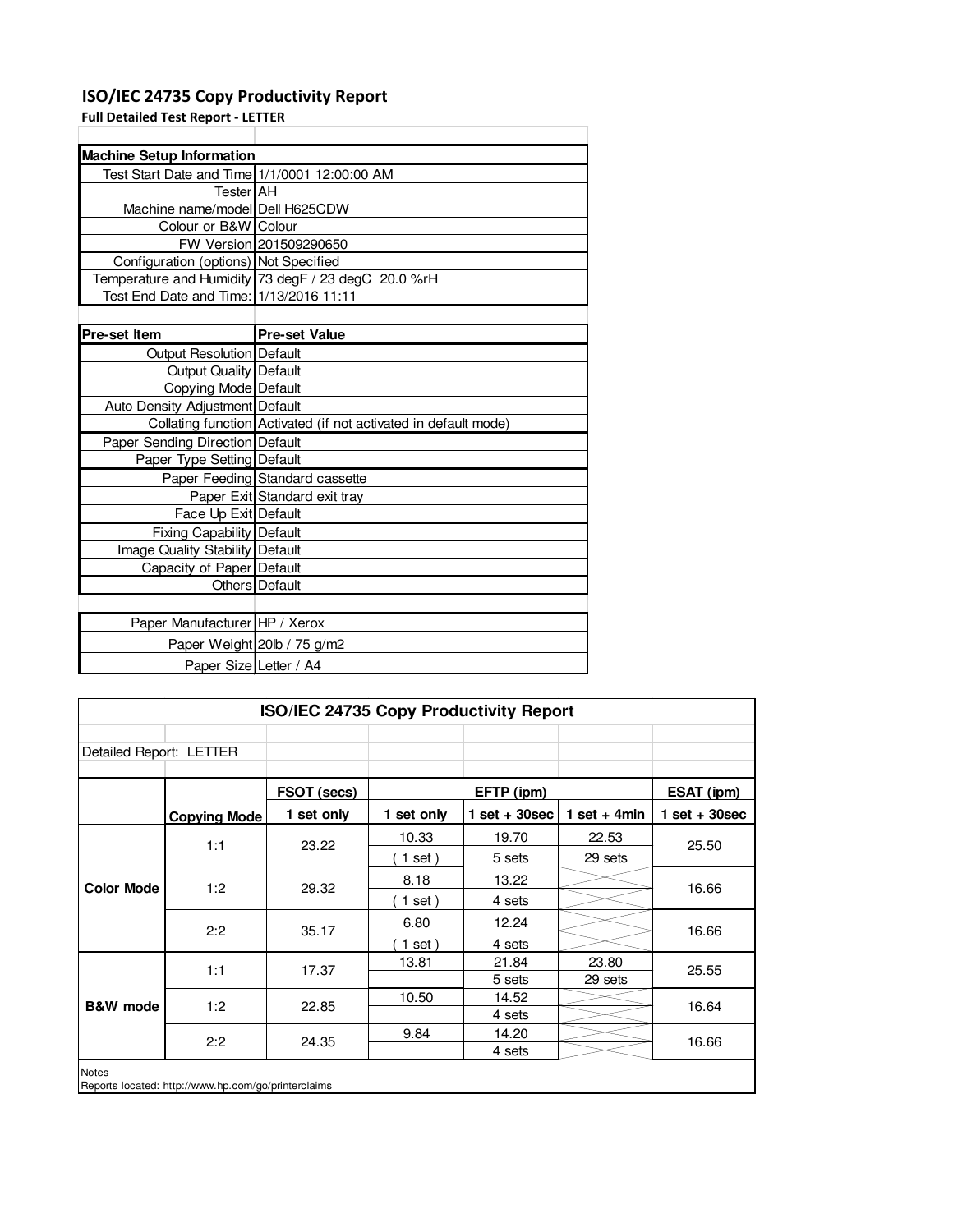## ISO/IEC 24735 Copy Productivity Report

**Full Detailed Test Report - LETTER**

| Machine Setup Information | |
|---|---|
| Test Start Date and Time | 1/1/0001 12:00:00 AM |
| Tester | AH |
| Machine name/model | Dell H625CDW |
| Colour or B&W | Colour |
| FW Version | 201509290650 |
| Configuration (options) | Not Specified |
| Temperature and Humidity | 73 degF / 23 degC 20.0 %rH |
| Test End Date and Time: | 1/13/2016 11:11 |

| Pre-set Item | Pre-set Value |
|---|---|
| Output Resolution | Default |
| Output Quality | Default |
| Copying Mode | Default |
| Auto Density Adjustment | Default |
| Collating function | Activated (if not activated in default mode) |
| Paper Sending Direction | Default |
| Paper Type Setting | Default |
| Paper Feeding | Standard cassette |
| Paper Exit | Standard exit tray |
| Face Up Exit | Default |
| Fixing Capability | Default |
| Image Quality Stability | Default |
| Capacity of Paper | Default |
| Others | Default |

| | |
|---|---|
| Paper Manufacturer | HP / Xerox |
| Paper Weight | 20lb / 75 g/m2 |
| Paper Size | Letter / A4 |

**ISO/IEC 24735 Copy Productivity Report**

Detailed Report: LETTER

| | | FSOT (secs) | EFTP (ipm) | | | ESAT (ipm) |
|---|---|---|---|---|---|---|
| | **Copying Mode** | **1 set only** | **1 set only** | **1 set + 30sec** | **1 set + 4min** | **1 set + 30sec** |
| **Color Mode** | 1:1 | 23.22 | 10.33<br>( 1 set ) | 19.70<br>5 sets | 22.53<br>29 sets | 25.50 |
| | 1:2 | 29.32 | 8.18<br>( 1 set ) | 13.22<br>4 sets | | 16.66 |
| | 2:2 | 35.17 | 6.80<br>( 1 set ) | 12.24<br>4 sets | | 16.66 |
| **B&W mode** | 1:1 | 17.37 | 13.81 | 21.84<br>5 sets | 23.80<br>29 sets | 25.55 |
| | 1:2 | 22.85 | 10.50 | 14.52<br>4 sets | | 16.64 |
| | 2:2 | 24.35 | 9.84 | 14.20<br>4 sets | | 16.66 |

Notes

Reports located: http://www.hp.com/go/printerclaims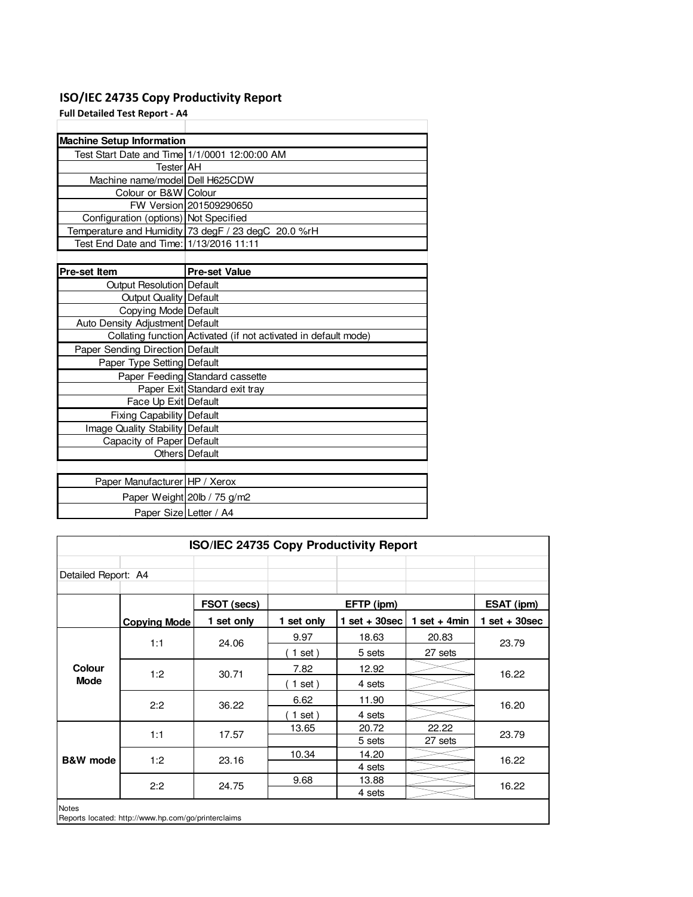# ISO/IEC 24735 Copy Productivity Report

**Full Detailed Test Report - A4**

| Machine Setup Information | |
|---|---|
| Test Start Date and Time | 1/1/0001 12:00:00 AM |
| Tester | AH |
| Machine name/model | Dell H625CDW |
| Colour or B&W | Colour |
| FW Version | 201509290650 |
| Configuration (options) | Not Specified |
| Temperature and Humidity | 73 degF / 23 degC 20.0 %rH |
| Test End Date and Time: | 1/13/2016 11:11 |

| Pre-set Item | Pre-set Value |
|---|---|
| Output Resolution | Default |
| Output Quality | Default |
| Copying Mode | Default |
| Auto Density Adjustment | Default |
| Collating function | Activated (if not activated in default mode) |
| Paper Sending Direction | Default |
| Paper Type Setting | Default |
| Paper Feeding | Standard cassette |
| Paper Exit | Standard exit tray |
| Face Up Exit | Default |
| Fixing Capability | Default |
| Image Quality Stability | Default |
| Capacity of Paper | Default |
| Others | Default |

| | |
|---|---|
| Paper Manufacturer | HP / Xerox |
| Paper Weight | 20lb / 75 g/m2 |
| Paper Size | Letter / A4 |

**ISO/IEC 24735 Copy Productivity Report**

Detailed Report: A4

| | | FSOT (secs) | EFTP (ipm) | | | ESAT (ipm) |
|---|---|---|---|---|---|---|
| | **Copying Mode** | **1 set only** | **1 set only** | **1 set + 30sec** | **1 set + 4min** | **1 set + 30sec** |
| **Colour Mode** | 1:1 | 24.06 | 9.97 | 18.63 | 20.83 | 23.79 |
| | | | ( 1 set ) | 5 sets | 27 sets | |
| | 1:2 | 30.71 | 7.82 | 12.92 | | 16.22 |
| | | | ( 1 set ) | 4 sets | | |
| | 2:2 | 36.22 | 6.62 | 11.90 | | 16.20 |
| | | | ( 1 set ) | 4 sets | | |
| **B&W mode** | 1:1 | 17.57 | 13.65 | 20.72 | 22.22 | 23.79 |
| | | | | 5 sets | 27 sets | |
| | 1:2 | 23.16 | 10.34 | 14.20 | | 16.22 |
| | | | | 4 sets | | |
| | 2:2 | 24.75 | 9.68 | 13.88 | | 16.22 |
| | | | | 4 sets | | |

Notes
Reports located: http://www.hp.com/go/printerclaims